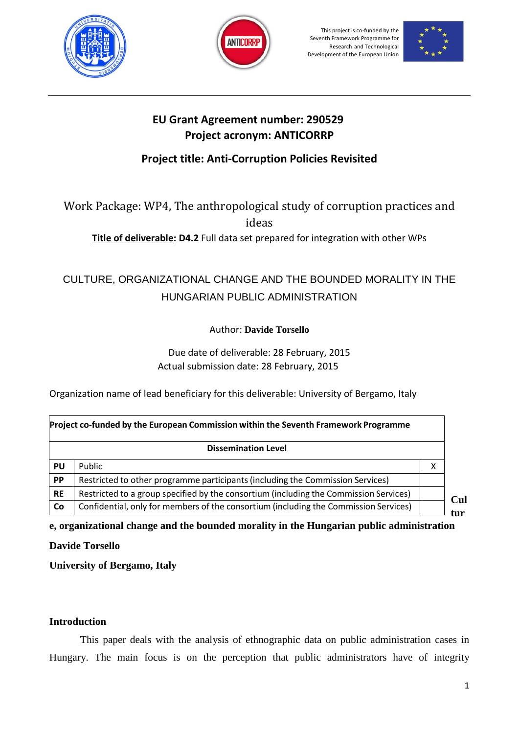This project is co-funded by the Seventh Framework Programme for Research and Technological Development of the European Union

## EU Grant Agreement number: 290529
## Project acronym: ANTICORRP

## Project title: Anti-Corruption Policies Revisited

Work Package: WP4, The anthropological study of corruption practices and ideas

**Title of deliverable: D4.2** Full data set prepared for integration with other WPs

CULTURE, ORGANIZATIONAL CHANGE AND THE BOUNDED MORALITY IN THE HUNGARIAN PUBLIC ADMINISTRATION

Author: **Davide Torsello**

Due date of deliverable: 28 February, 2015
Actual submission date: 28 February, 2015

Organization name of lead beneficiary for this deliverable: University of Bergamo, Italy

| **Project co-funded by the European Commission within the Seventh Framework Programme** | | |
|---|---|---|
| **Dissemination Level** | | |
| **PU** | Public | X |
| **PP** | Restricted to other programme participants (including the Commission Services) | |
| **RE** | Restricted to a group specified by the consortium (including the Commission Services) | |
| **Co** | Confidential, only for members of the consortium (including the Commission Services) | |

**Culture, organizational change and the bounded morality in the Hungarian public administration**

**Davide Torsello**

**University of Bergamo, Italy**

**Introduction**

This paper deals with the analysis of ethnographic data on public administration cases in Hungary. The main focus is on the perception that public administrators have of integrity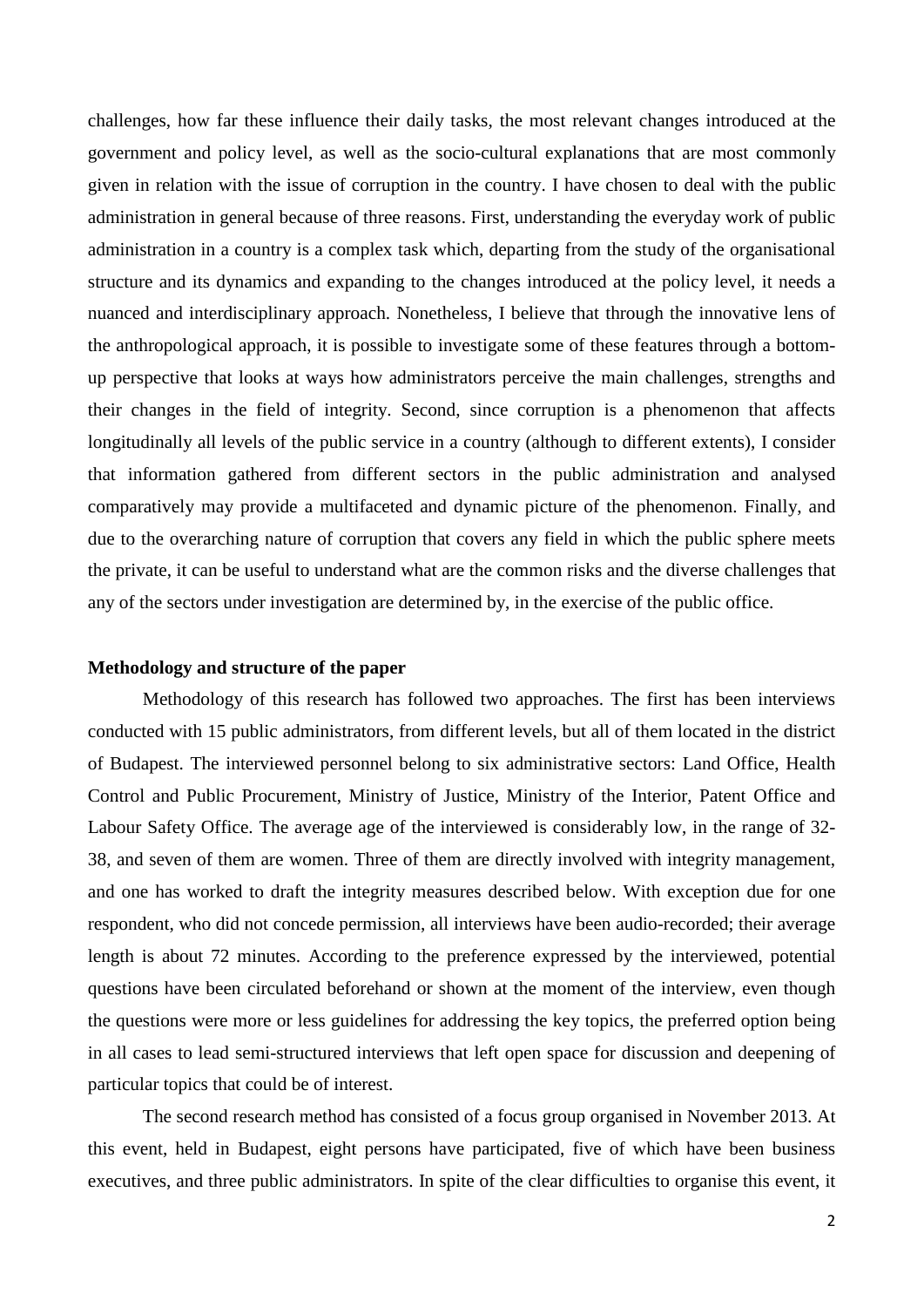challenges, how far these influence their daily tasks, the most relevant changes introduced at the government and policy level, as well as the socio-cultural explanations that are most commonly given in relation with the issue of corruption in the country. I have chosen to deal with the public administration in general because of three reasons. First, understanding the everyday work of public administration in a country is a complex task which, departing from the study of the organisational structure and its dynamics and expanding to the changes introduced at the policy level, it needs a nuanced and interdisciplinary approach. Nonetheless, I believe that through the innovative lens of the anthropological approach, it is possible to investigate some of these features through a bottom-up perspective that looks at ways how administrators perceive the main challenges, strengths and their changes in the field of integrity. Second, since corruption is a phenomenon that affects longitudinally all levels of the public service in a country (although to different extents), I consider that information gathered from different sectors in the public administration and analysed comparatively may provide a multifaceted and dynamic picture of the phenomenon. Finally, and due to the overarching nature of corruption that covers any field in which the public sphere meets the private, it can be useful to understand what are the common risks and the diverse challenges that any of the sectors under investigation are determined by, in the exercise of the public office.

**Methodology and structure of the paper**

Methodology of this research has followed two approaches. The first has been interviews conducted with 15 public administrators, from different levels, but all of them located in the district of Budapest. The interviewed personnel belong to six administrative sectors: Land Office, Health Control and Public Procurement, Ministry of Justice, Ministry of the Interior, Patent Office and Labour Safety Office. The average age of the interviewed is considerably low, in the range of 32-38, and seven of them are women. Three of them are directly involved with integrity management, and one has worked to draft the integrity measures described below. With exception due for one respondent, who did not concede permission, all interviews have been audio-recorded; their average length is about 72 minutes. According to the preference expressed by the interviewed, potential questions have been circulated beforehand or shown at the moment of the interview, even though the questions were more or less guidelines for addressing the key topics, the preferred option being in all cases to lead semi-structured interviews that left open space for discussion and deepening of particular topics that could be of interest.

The second research method has consisted of a focus group organised in November 2013. At this event, held in Budapest, eight persons have participated, five of which have been business executives, and three public administrators. In spite of the clear difficulties to organise this event, it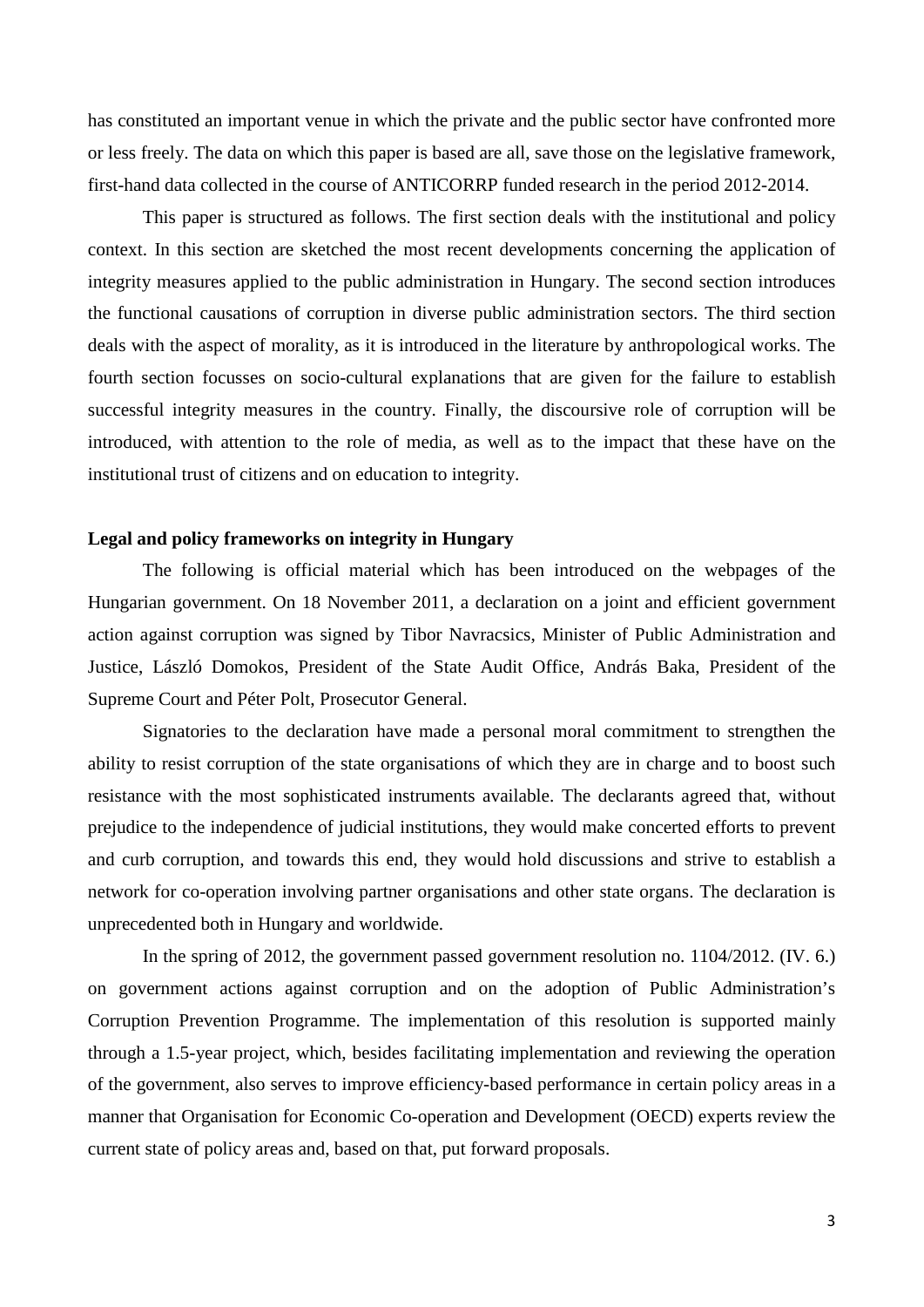has constituted an important venue in which the private and the public sector have confronted more or less freely. The data on which this paper is based are all, save those on the legislative framework, first-hand data collected in the course of ANTICORRP funded research in the period 2012-2014.

This paper is structured as follows. The first section deals with the institutional and policy context. In this section are sketched the most recent developments concerning the application of integrity measures applied to the public administration in Hungary. The second section introduces the functional causations of corruption in diverse public administration sectors. The third section deals with the aspect of morality, as it is introduced in the literature by anthropological works. The fourth section focusses on socio-cultural explanations that are given for the failure to establish successful integrity measures in the country. Finally, the discoursive role of corruption will be introduced, with attention to the role of media, as well as to the impact that these have on the institutional trust of citizens and on education to integrity.

**Legal and policy frameworks on integrity in Hungary**

The following is official material which has been introduced on the webpages of the Hungarian government. On 18 November 2011, a declaration on a joint and efficient government action against corruption was signed by Tibor Navracsics, Minister of Public Administration and Justice, László Domokos, President of the State Audit Office, András Baka, President of the Supreme Court and Péter Polt, Prosecutor General.

Signatories to the declaration have made a personal moral commitment to strengthen the ability to resist corruption of the state organisations of which they are in charge and to boost such resistance with the most sophisticated instruments available. The declarants agreed that, without prejudice to the independence of judicial institutions, they would make concerted efforts to prevent and curb corruption, and towards this end, they would hold discussions and strive to establish a network for co-operation involving partner organisations and other state organs. The declaration is unprecedented both in Hungary and worldwide.

In the spring of 2012, the government passed government resolution no. 1104/2012. (IV. 6.) on government actions against corruption and on the adoption of Public Administration's Corruption Prevention Programme. The implementation of this resolution is supported mainly through a 1.5-year project, which, besides facilitating implementation and reviewing the operation of the government, also serves to improve efficiency-based performance in certain policy areas in a manner that Organisation for Economic Co-operation and Development (OECD) experts review the current state of policy areas and, based on that, put forward proposals.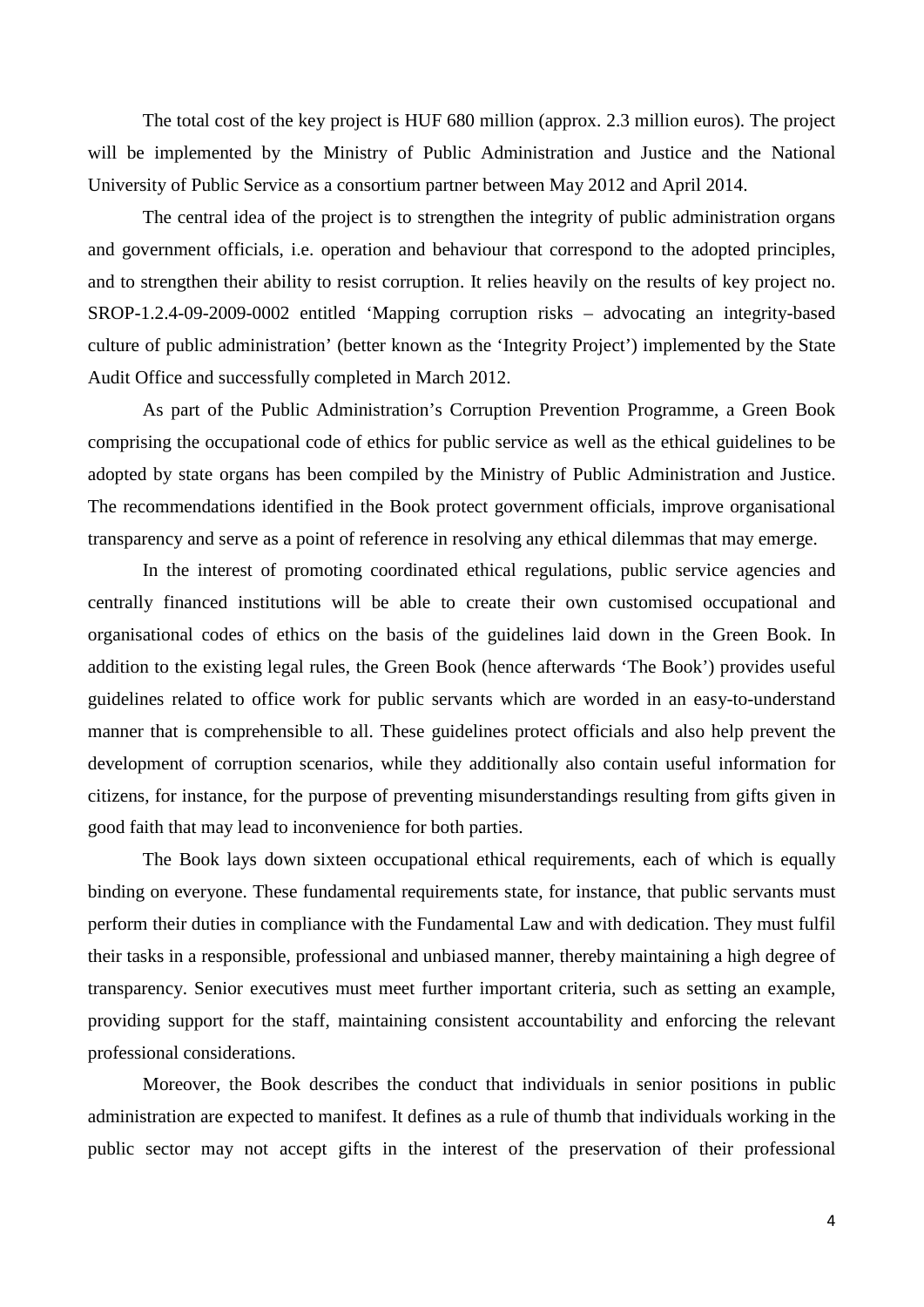The total cost of the key project is HUF 680 million (approx. 2.3 million euros). The project will be implemented by the Ministry of Public Administration and Justice and the National University of Public Service as a consortium partner between May 2012 and April 2014.

The central idea of the project is to strengthen the integrity of public administration organs and government officials, i.e. operation and behaviour that correspond to the adopted principles, and to strengthen their ability to resist corruption. It relies heavily on the results of key project no. SROP-1.2.4-09-2009-0002 entitled 'Mapping corruption risks – advocating an integrity-based culture of public administration' (better known as the 'Integrity Project') implemented by the State Audit Office and successfully completed in March 2012.

As part of the Public Administration's Corruption Prevention Programme, a Green Book comprising the occupational code of ethics for public service as well as the ethical guidelines to be adopted by state organs has been compiled by the Ministry of Public Administration and Justice. The recommendations identified in the Book protect government officials, improve organisational transparency and serve as a point of reference in resolving any ethical dilemmas that may emerge.

In the interest of promoting coordinated ethical regulations, public service agencies and centrally financed institutions will be able to create their own customised occupational and organisational codes of ethics on the basis of the guidelines laid down in the Green Book. In addition to the existing legal rules, the Green Book (hence afterwards 'The Book') provides useful guidelines related to office work for public servants which are worded in an easy-to-understand manner that is comprehensible to all. These guidelines protect officials and also help prevent the development of corruption scenarios, while they additionally also contain useful information for citizens, for instance, for the purpose of preventing misunderstandings resulting from gifts given in good faith that may lead to inconvenience for both parties.

The Book lays down sixteen occupational ethical requirements, each of which is equally binding on everyone. These fundamental requirements state, for instance, that public servants must perform their duties in compliance with the Fundamental Law and with dedication. They must fulfil their tasks in a responsible, professional and unbiased manner, thereby maintaining a high degree of transparency. Senior executives must meet further important criteria, such as setting an example, providing support for the staff, maintaining consistent accountability and enforcing the relevant professional considerations.

Moreover, the Book describes the conduct that individuals in senior positions in public administration are expected to manifest. It defines as a rule of thumb that individuals working in the public sector may not accept gifts in the interest of the preservation of their professional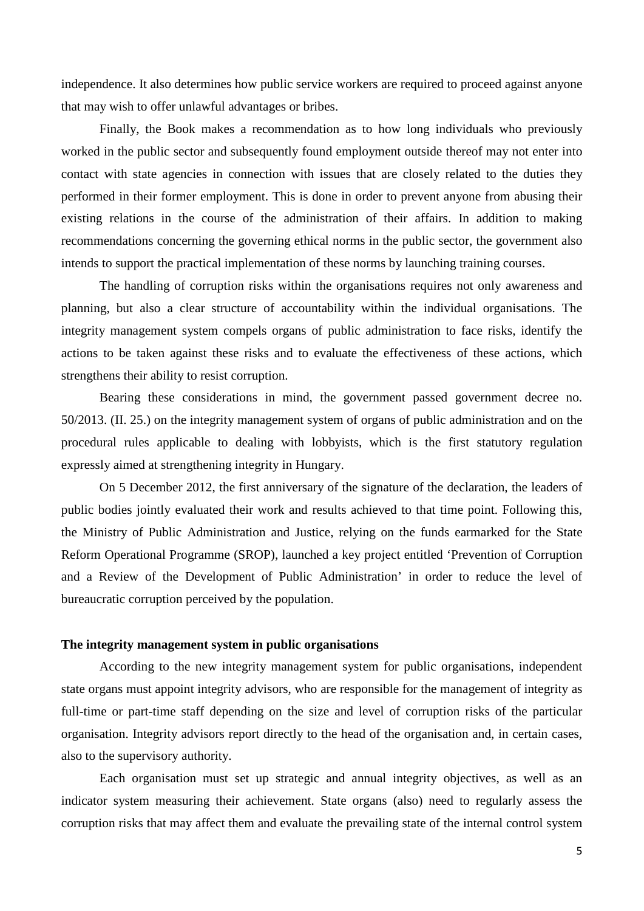independence. It also determines how public service workers are required to proceed against anyone that may wish to offer unlawful advantages or bribes.

Finally, the Book makes a recommendation as to how long individuals who previously worked in the public sector and subsequently found employment outside thereof may not enter into contact with state agencies in connection with issues that are closely related to the duties they performed in their former employment. This is done in order to prevent anyone from abusing their existing relations in the course of the administration of their affairs. In addition to making recommendations concerning the governing ethical norms in the public sector, the government also intends to support the practical implementation of these norms by launching training courses.

The handling of corruption risks within the organisations requires not only awareness and planning, but also a clear structure of accountability within the individual organisations. The integrity management system compels organs of public administration to face risks, identify the actions to be taken against these risks and to evaluate the effectiveness of these actions, which strengthens their ability to resist corruption.

Bearing these considerations in mind, the government passed government decree no. 50/2013. (II. 25.) on the integrity management system of organs of public administration and on the procedural rules applicable to dealing with lobbyists, which is the first statutory regulation expressly aimed at strengthening integrity in Hungary.

On 5 December 2012, the first anniversary of the signature of the declaration, the leaders of public bodies jointly evaluated their work and results achieved to that time point. Following this, the Ministry of Public Administration and Justice, relying on the funds earmarked for the State Reform Operational Programme (SROP), launched a key project entitled 'Prevention of Corruption and a Review of the Development of Public Administration' in order to reduce the level of bureaucratic corruption perceived by the population.

**The integrity management system in public organisations**

According to the new integrity management system for public organisations, independent state organs must appoint integrity advisors, who are responsible for the management of integrity as full-time or part-time staff depending on the size and level of corruption risks of the particular organisation. Integrity advisors report directly to the head of the organisation and, in certain cases, also to the supervisory authority.

Each organisation must set up strategic and annual integrity objectives, as well as an indicator system measuring their achievement. State organs (also) need to regularly assess the corruption risks that may affect them and evaluate the prevailing state of the internal control system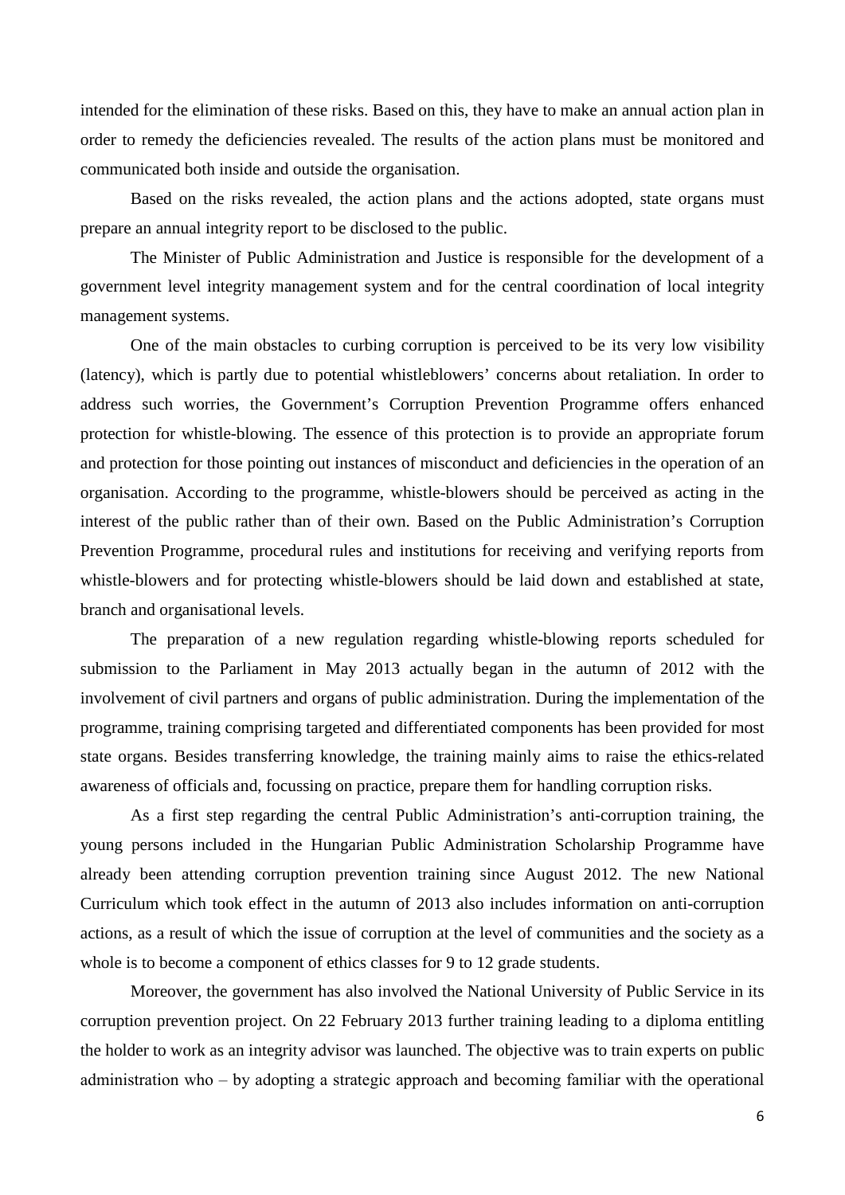intended for the elimination of these risks. Based on this, they have to make an annual action plan in order to remedy the deficiencies revealed. The results of the action plans must be monitored and communicated both inside and outside the organisation.

Based on the risks revealed, the action plans and the actions adopted, state organs must prepare an annual integrity report to be disclosed to the public.

The Minister of Public Administration and Justice is responsible for the development of a government level integrity management system and for the central coordination of local integrity management systems.

One of the main obstacles to curbing corruption is perceived to be its very low visibility (latency), which is partly due to potential whistleblowers' concerns about retaliation. In order to address such worries, the Government's Corruption Prevention Programme offers enhanced protection for whistle-blowing. The essence of this protection is to provide an appropriate forum and protection for those pointing out instances of misconduct and deficiencies in the operation of an organisation. According to the programme, whistle-blowers should be perceived as acting in the interest of the public rather than of their own. Based on the Public Administration's Corruption Prevention Programme, procedural rules and institutions for receiving and verifying reports from whistle-blowers and for protecting whistle-blowers should be laid down and established at state, branch and organisational levels.

The preparation of a new regulation regarding whistle-blowing reports scheduled for submission to the Parliament in May 2013 actually began in the autumn of 2012 with the involvement of civil partners and organs of public administration. During the implementation of the programme, training comprising targeted and differentiated components has been provided for most state organs. Besides transferring knowledge, the training mainly aims to raise the ethics-related awareness of officials and, focussing on practice, prepare them for handling corruption risks.

As a first step regarding the central Public Administration's anti-corruption training, the young persons included in the Hungarian Public Administration Scholarship Programme have already been attending corruption prevention training since August 2012. The new National Curriculum which took effect in the autumn of 2013 also includes information on anti-corruption actions, as a result of which the issue of corruption at the level of communities and the society as a whole is to become a component of ethics classes for 9 to 12 grade students.

Moreover, the government has also involved the National University of Public Service in its corruption prevention project. On 22 February 2013 further training leading to a diploma entitling the holder to work as an integrity advisor was launched. The objective was to train experts on public administration who – by adopting a strategic approach and becoming familiar with the operational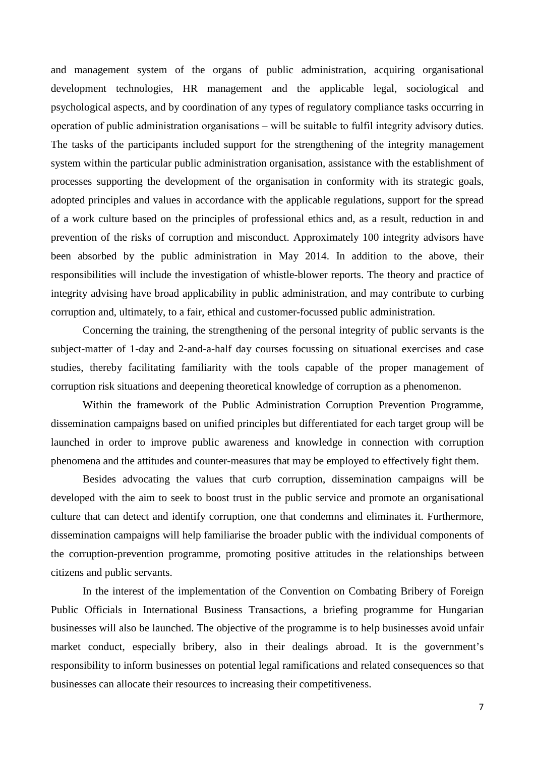and management system of the organs of public administration, acquiring organisational development technologies, HR management and the applicable legal, sociological and psychological aspects, and by coordination of any types of regulatory compliance tasks occurring in operation of public administration organisations – will be suitable to fulfil integrity advisory duties. The tasks of the participants included support for the strengthening of the integrity management system within the particular public administration organisation, assistance with the establishment of processes supporting the development of the organisation in conformity with its strategic goals, adopted principles and values in accordance with the applicable regulations, support for the spread of a work culture based on the principles of professional ethics and, as a result, reduction in and prevention of the risks of corruption and misconduct. Approximately 100 integrity advisors have been absorbed by the public administration in May 2014. In addition to the above, their responsibilities will include the investigation of whistle-blower reports. The theory and practice of integrity advising have broad applicability in public administration, and may contribute to curbing corruption and, ultimately, to a fair, ethical and customer-focussed public administration.

Concerning the training, the strengthening of the personal integrity of public servants is the subject-matter of 1-day and 2-and-a-half day courses focussing on situational exercises and case studies, thereby facilitating familiarity with the tools capable of the proper management of corruption risk situations and deepening theoretical knowledge of corruption as a phenomenon.

Within the framework of the Public Administration Corruption Prevention Programme, dissemination campaigns based on unified principles but differentiated for each target group will be launched in order to improve public awareness and knowledge in connection with corruption phenomena and the attitudes and counter-measures that may be employed to effectively fight them.

Besides advocating the values that curb corruption, dissemination campaigns will be developed with the aim to seek to boost trust in the public service and promote an organisational culture that can detect and identify corruption, one that condemns and eliminates it. Furthermore, dissemination campaigns will help familiarise the broader public with the individual components of the corruption-prevention programme, promoting positive attitudes in the relationships between citizens and public servants.

In the interest of the implementation of the Convention on Combating Bribery of Foreign Public Officials in International Business Transactions, a briefing programme for Hungarian businesses will also be launched. The objective of the programme is to help businesses avoid unfair market conduct, especially bribery, also in their dealings abroad. It is the government's responsibility to inform businesses on potential legal ramifications and related consequences so that businesses can allocate their resources to increasing their competitiveness.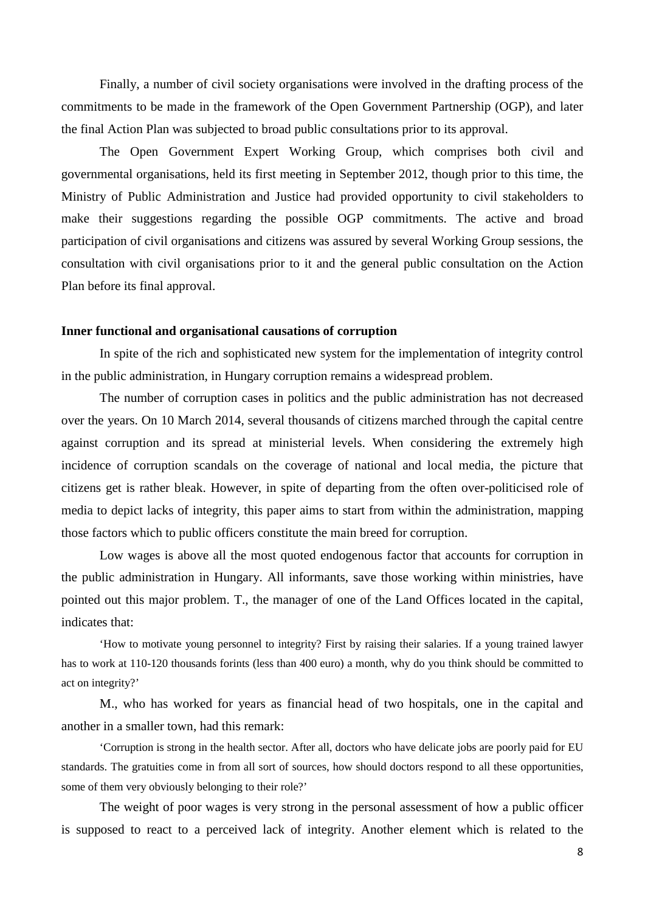Finally, a number of civil society organisations were involved in the drafting process of the commitments to be made in the framework of the Open Government Partnership (OGP), and later the final Action Plan was subjected to broad public consultations prior to its approval.

The Open Government Expert Working Group, which comprises both civil and governmental organisations, held its first meeting in September 2012, though prior to this time, the Ministry of Public Administration and Justice had provided opportunity to civil stakeholders to make their suggestions regarding the possible OGP commitments. The active and broad participation of civil organisations and citizens was assured by several Working Group sessions, the consultation with civil organisations prior to it and the general public consultation on the Action Plan before its final approval.

**Inner functional and organisational causations of corruption**

In spite of the rich and sophisticated new system for the implementation of integrity control in the public administration, in Hungary corruption remains a widespread problem.

The number of corruption cases in politics and the public administration has not decreased over the years. On 10 March 2014, several thousands of citizens marched through the capital centre against corruption and its spread at ministerial levels. When considering the extremely high incidence of corruption scandals on the coverage of national and local media, the picture that citizens get is rather bleak. However, in spite of departing from the often over-politicised role of media to depict lacks of integrity, this paper aims to start from within the administration, mapping those factors which to public officers constitute the main breed for corruption.

Low wages is above all the most quoted endogenous factor that accounts for corruption in the public administration in Hungary. All informants, save those working within ministries, have pointed out this major problem. T., the manager of one of the Land Offices located in the capital, indicates that:

> 'How to motivate young personnel to integrity? First by raising their salaries. If a young trained lawyer has to work at 110-120 thousands forints (less than 400 euro) a month, why do you think should be committed to act on integrity?'

M., who has worked for years as financial head of two hospitals, one in the capital and another in a smaller town, had this remark:

> 'Corruption is strong in the health sector. After all, doctors who have delicate jobs are poorly paid for EU standards. The gratuities come in from all sort of sources, how should doctors respond to all these opportunities, some of them very obviously belonging to their role?'

The weight of poor wages is very strong in the personal assessment of how a public officer is supposed to react to a perceived lack of integrity. Another element which is related to the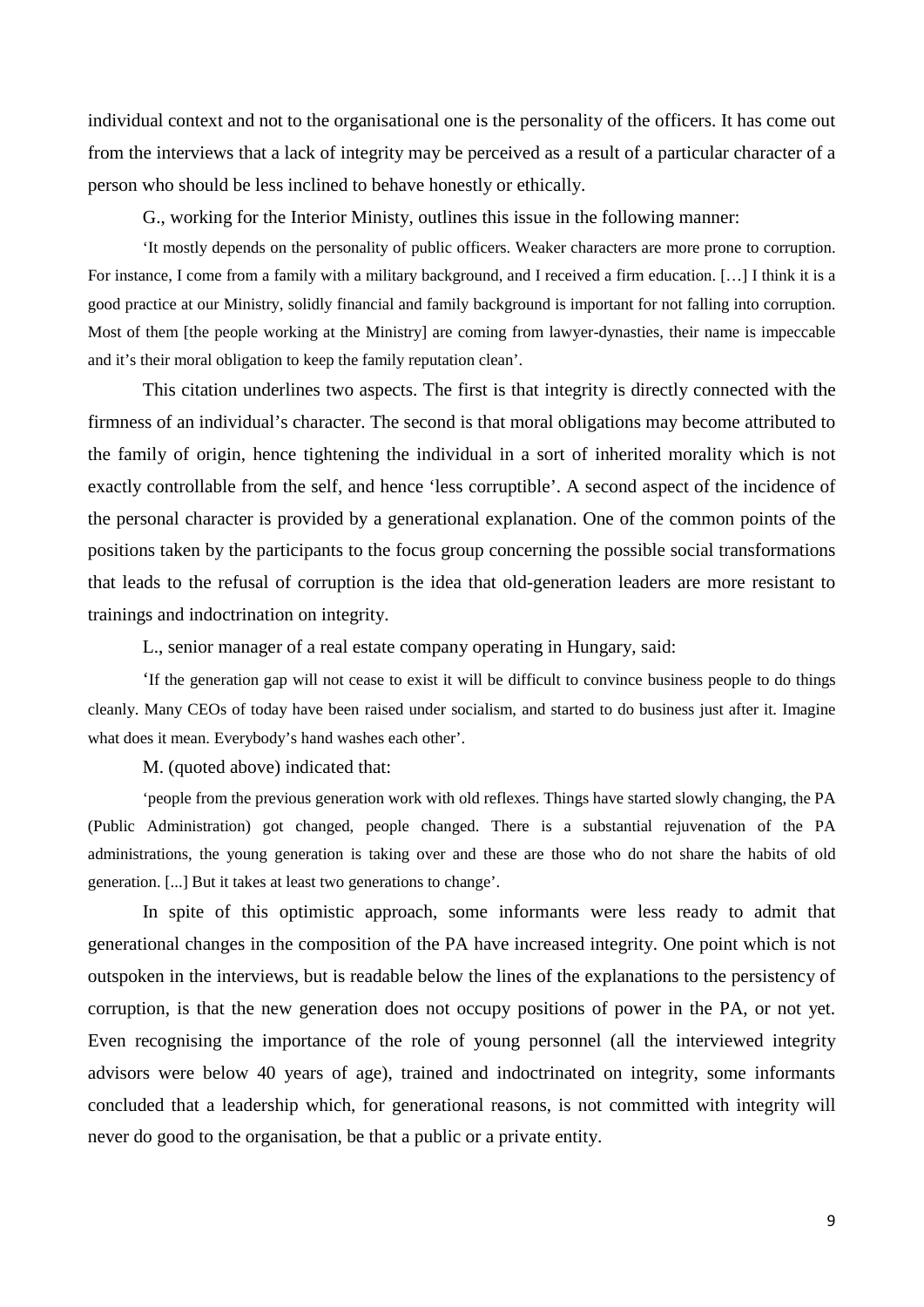individual context and not to the organisational one is the personality of the officers. It has come out from the interviews that a lack of integrity may be perceived as a result of a particular character of a person who should be less inclined to behave honestly or ethically.

G., working for the Interior Ministy, outlines this issue in the following manner:

> 'It mostly depends on the personality of public officers. Weaker characters are more prone to corruption. For instance, I come from a family with a military background, and I received a firm education. […] I think it is a good practice at our Ministry, solidly financial and family background is important for not falling into corruption. Most of them [the people working at the Ministry] are coming from lawyer-dynasties, their name is impeccable and it's their moral obligation to keep the family reputation clean'.

This citation underlines two aspects. The first is that integrity is directly connected with the firmness of an individual's character. The second is that moral obligations may become attributed to the family of origin, hence tightening the individual in a sort of inherited morality which is not exactly controllable from the self, and hence 'less corruptible'. A second aspect of the incidence of the personal character is provided by a generational explanation. One of the common points of the positions taken by the participants to the focus group concerning the possible social transformations that leads to the refusal of corruption is the idea that old-generation leaders are more resistant to trainings and indoctrination on integrity.

L., senior manager of a real estate company operating in Hungary, said:

> 'If the generation gap will not cease to exist it will be difficult to convince business people to do things cleanly. Many CEOs of today have been raised under socialism, and started to do business just after it. Imagine what does it mean. Everybody's hand washes each other'.

M. (quoted above) indicated that:

> 'people from the previous generation work with old reflexes. Things have started slowly changing, the PA (Public Administration) got changed, people changed. There is a substantial rejuvenation of the PA administrations, the young generation is taking over and these are those who do not share the habits of old generation. [...] But it takes at least two generations to change'.

In spite of this optimistic approach, some informants were less ready to admit that generational changes in the composition of the PA have increased integrity. One point which is not outspoken in the interviews, but is readable below the lines of the explanations to the persistency of corruption, is that the new generation does not occupy positions of power in the PA, or not yet. Even recognising the importance of the role of young personnel (all the interviewed integrity advisors were below 40 years of age), trained and indoctrinated on integrity, some informants concluded that a leadership which, for generational reasons, is not committed with integrity will never do good to the organisation, be that a public or a private entity.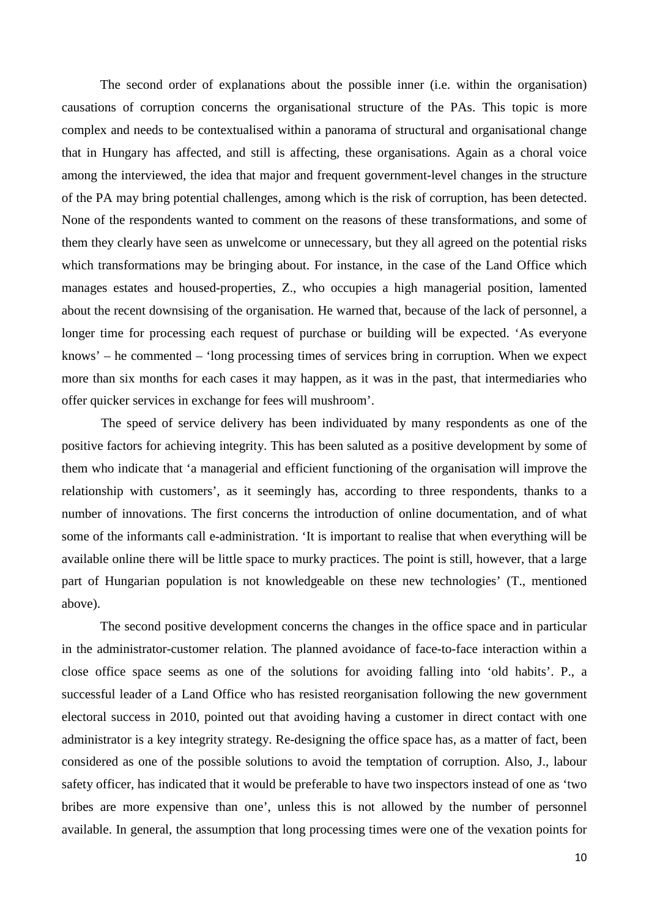The second order of explanations about the possible inner (i.e. within the organisation) causations of corruption concerns the organisational structure of the PAs. This topic is more complex and needs to be contextualised within a panorama of structural and organisational change that in Hungary has affected, and still is affecting, these organisations. Again as a choral voice among the interviewed, the idea that major and frequent government-level changes in the structure of the PA may bring potential challenges, among which is the risk of corruption, has been detected. None of the respondents wanted to comment on the reasons of these transformations, and some of them they clearly have seen as unwelcome or unnecessary, but they all agreed on the potential risks which transformations may be bringing about. For instance, in the case of the Land Office which manages estates and housed-properties, Z., who occupies a high managerial position, lamented about the recent downsising of the organisation. He warned that, because of the lack of personnel, a longer time for processing each request of purchase or building will be expected. 'As everyone knows' – he commented – 'long processing times of services bring in corruption. When we expect more than six months for each cases it may happen, as it was in the past, that intermediaries who offer quicker services in exchange for fees will mushroom'.

The speed of service delivery has been individuated by many respondents as one of the positive factors for achieving integrity. This has been saluted as a positive development by some of them who indicate that 'a managerial and efficient functioning of the organisation will improve the relationship with customers', as it seemingly has, according to three respondents, thanks to a number of innovations. The first concerns the introduction of online documentation, and of what some of the informants call e-administration. 'It is important to realise that when everything will be available online there will be little space to murky practices. The point is still, however, that a large part of Hungarian population is not knowledgeable on these new technologies' (T., mentioned above).

The second positive development concerns the changes in the office space and in particular in the administrator-customer relation. The planned avoidance of face-to-face interaction within a close office space seems as one of the solutions for avoiding falling into 'old habits'. P., a successful leader of a Land Office who has resisted reorganisation following the new government electoral success in 2010, pointed out that avoiding having a customer in direct contact with one administrator is a key integrity strategy. Re-designing the office space has, as a matter of fact, been considered as one of the possible solutions to avoid the temptation of corruption. Also, J., labour safety officer, has indicated that it would be preferable to have two inspectors instead of one as 'two bribes are more expensive than one', unless this is not allowed by the number of personnel available. In general, the assumption that long processing times were one of the vexation points for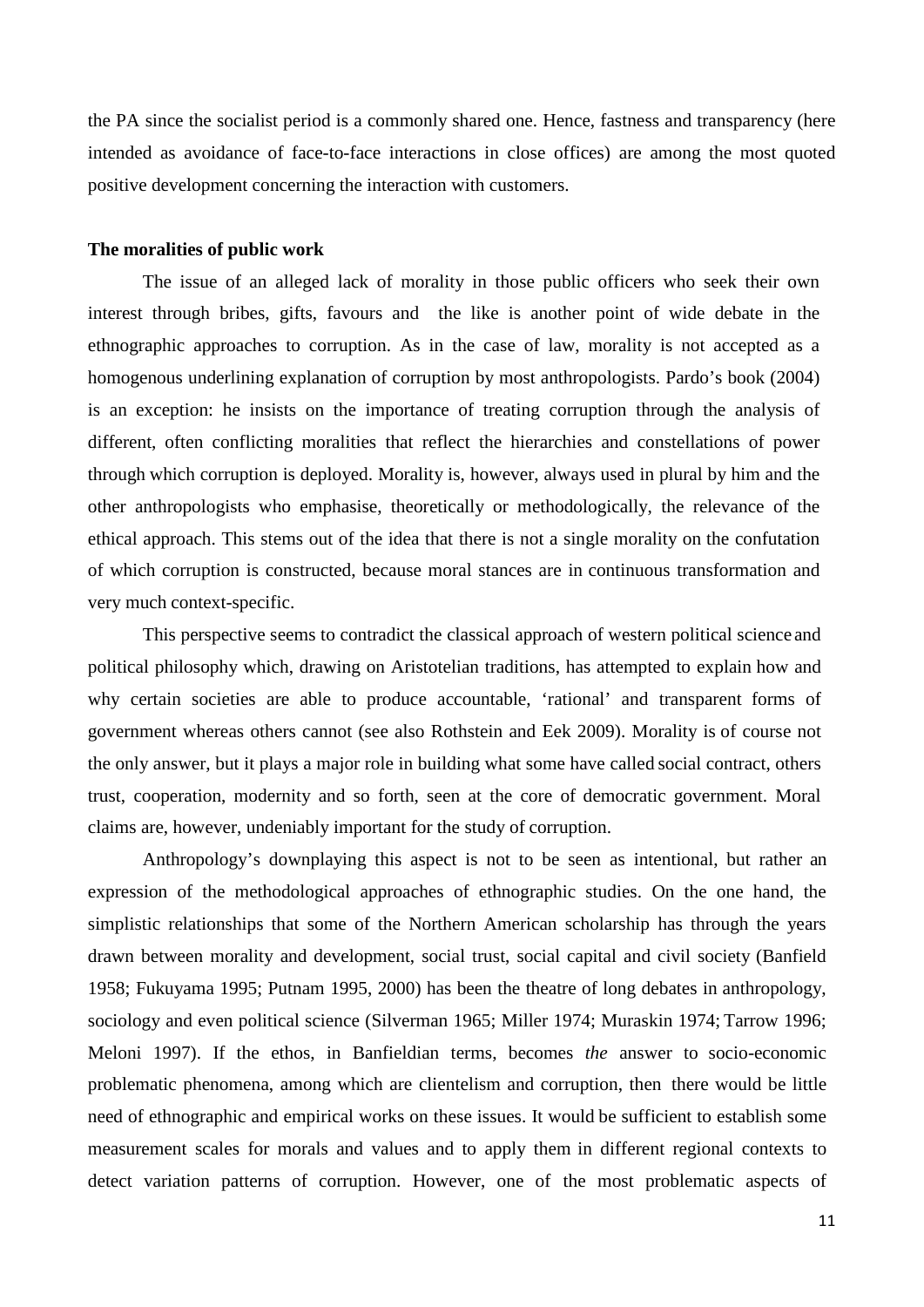the PA since the socialist period is a commonly shared one. Hence, fastness and transparency (here intended as avoidance of face-to-face interactions in close offices) are among the most quoted positive development concerning the interaction with customers.

**The moralities of public work**

The issue of an alleged lack of morality in those public officers who seek their own interest through bribes, gifts, favours and the like is another point of wide debate in the ethnographic approaches to corruption. As in the case of law, morality is not accepted as a homogenous underlining explanation of corruption by most anthropologists. Pardo's book (2004) is an exception: he insists on the importance of treating corruption through the analysis of different, often conflicting moralities that reflect the hierarchies and constellations of power through which corruption is deployed. Morality is, however, always used in plural by him and the other anthropologists who emphasise, theoretically or methodologically, the relevance of the ethical approach. This stems out of the idea that there is not a single morality on the confutation of which corruption is constructed, because moral stances are in continuous transformation and very much context-specific.

This perspective seems to contradict the classical approach of western political science and political philosophy which, drawing on Aristotelian traditions, has attempted to explain how and why certain societies are able to produce accountable, 'rational' and transparent forms of government whereas others cannot (see also Rothstein and Eek 2009). Morality is of course not the only answer, but it plays a major role in building what some have called social contract, others trust, cooperation, modernity and so forth, seen at the core of democratic government. Moral claims are, however, undeniably important for the study of corruption.

Anthropology's downplaying this aspect is not to be seen as intentional, but rather an expression of the methodological approaches of ethnographic studies. On the one hand, the simplistic relationships that some of the Northern American scholarship has through the years drawn between morality and development, social trust, social capital and civil society (Banfield 1958; Fukuyama 1995; Putnam 1995, 2000) has been the theatre of long debates in anthropology, sociology and even political science (Silverman 1965; Miller 1974; Muraskin 1974; Tarrow 1996; Meloni 1997). If the ethos, in Banfieldian terms, becomes *the* answer to socio-economic problematic phenomena, among which are clientelism and corruption, then there would be little need of ethnographic and empirical works on these issues. It would be sufficient to establish some measurement scales for morals and values and to apply them in different regional contexts to detect variation patterns of corruption. However, one of the most problematic aspects of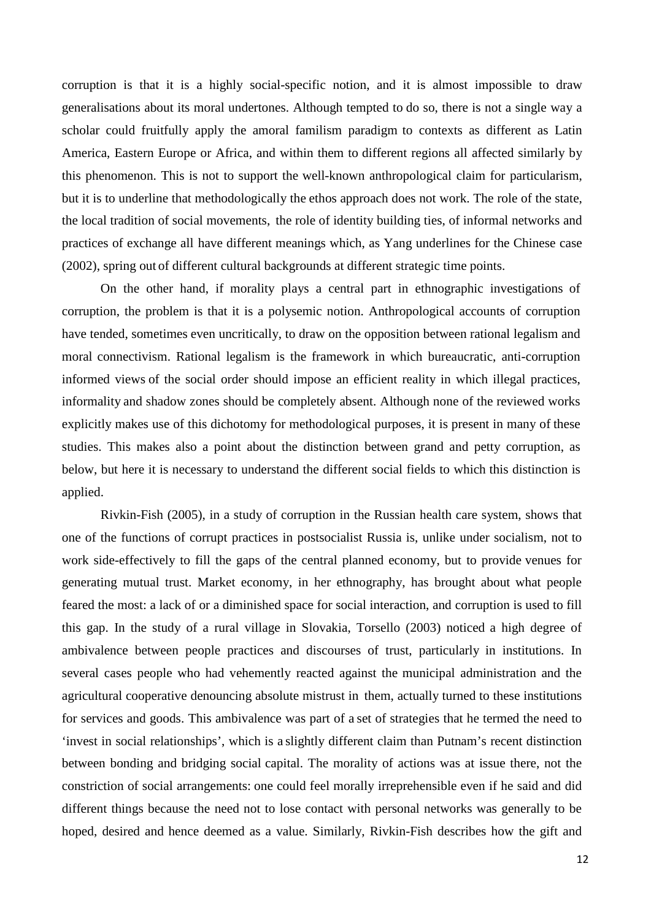corruption is that it is a highly social-specific notion, and it is almost impossible to draw generalisations about its moral undertones. Although tempted to do so, there is not a single way a scholar could fruitfully apply the amoral familism paradigm to contexts as different as Latin America, Eastern Europe or Africa, and within them to different regions all affected similarly by this phenomenon. This is not to support the well-known anthropological claim for particularism, but it is to underline that methodologically the ethos approach does not work. The role of the state, the local tradition of social movements, the role of identity building ties, of informal networks and practices of exchange all have different meanings which, as Yang underlines for the Chinese case (2002), spring out of different cultural backgrounds at different strategic time points.

On the other hand, if morality plays a central part in ethnographic investigations of corruption, the problem is that it is a polysemic notion. Anthropological accounts of corruption have tended, sometimes even uncritically, to draw on the opposition between rational legalism and moral connectivism. Rational legalism is the framework in which bureaucratic, anti-corruption informed views of the social order should impose an efficient reality in which illegal practices, informality and shadow zones should be completely absent. Although none of the reviewed works explicitly makes use of this dichotomy for methodological purposes, it is present in many of these studies. This makes also a point about the distinction between grand and petty corruption, as below, but here it is necessary to understand the different social fields to which this distinction is applied.

Rivkin-Fish (2005), in a study of corruption in the Russian health care system, shows that one of the functions of corrupt practices in postsocialist Russia is, unlike under socialism, not to work side-effectively to fill the gaps of the central planned economy, but to provide venues for generating mutual trust. Market economy, in her ethnography, has brought about what people feared the most: a lack of or a diminished space for social interaction, and corruption is used to fill this gap. In the study of a rural village in Slovakia, Torsello (2003) noticed a high degree of ambivalence between people practices and discourses of trust, particularly in institutions. In several cases people who had vehemently reacted against the municipal administration and the agricultural cooperative denouncing absolute mistrust in them, actually turned to these institutions for services and goods. This ambivalence was part of a set of strategies that he termed the need to 'invest in social relationships', which is a slightly different claim than Putnam's recent distinction between bonding and bridging social capital. The morality of actions was at issue there, not the constriction of social arrangements: one could feel morally irreprehensible even if he said and did different things because the need not to lose contact with personal networks was generally to be hoped, desired and hence deemed as a value. Similarly, Rivkin-Fish describes how the gift and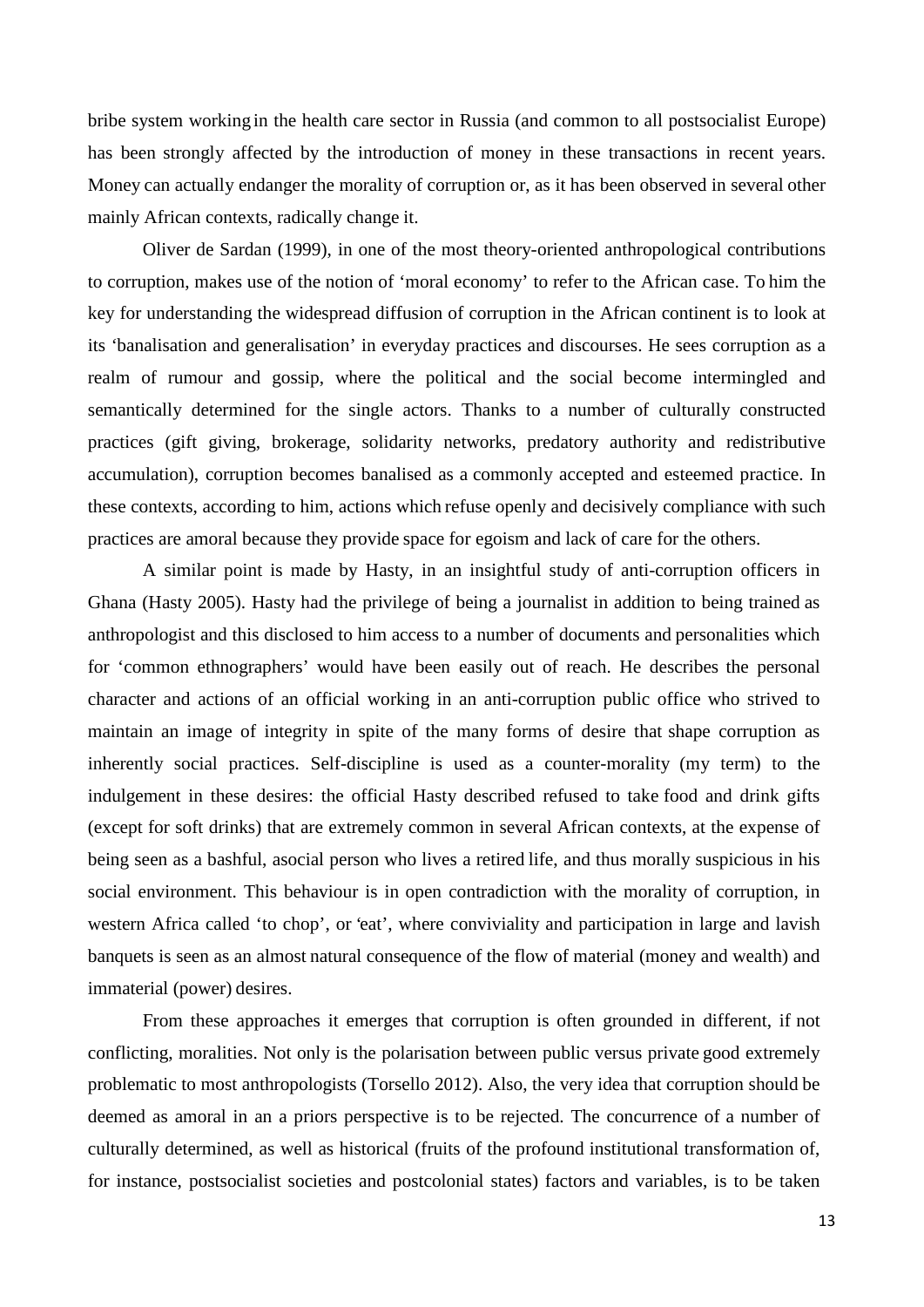bribe system working in the health care sector in Russia (and common to all postsocialist Europe) has been strongly affected by the introduction of money in these transactions in recent years. Money can actually endanger the morality of corruption or, as it has been observed in several other mainly African contexts, radically change it.

Oliver de Sardan (1999), in one of the most theory-oriented anthropological contributions to corruption, makes use of the notion of 'moral economy' to refer to the African case. To him the key for understanding the widespread diffusion of corruption in the African continent is to look at its 'banalisation and generalisation' in everyday practices and discourses. He sees corruption as a realm of rumour and gossip, where the political and the social become intermingled and semantically determined for the single actors. Thanks to a number of culturally constructed practices (gift giving, brokerage, solidarity networks, predatory authority and redistributive accumulation), corruption becomes banalised as a commonly accepted and esteemed practice. In these contexts, according to him, actions which refuse openly and decisively compliance with such practices are amoral because they provide space for egoism and lack of care for the others.

A similar point is made by Hasty, in an insightful study of anti-corruption officers in Ghana (Hasty 2005). Hasty had the privilege of being a journalist in addition to being trained as anthropologist and this disclosed to him access to a number of documents and personalities which for 'common ethnographers' would have been easily out of reach. He describes the personal character and actions of an official working in an anti-corruption public office who strived to maintain an image of integrity in spite of the many forms of desire that shape corruption as inherently social practices. Self-discipline is used as a counter-morality (my term) to the indulgement in these desires: the official Hasty described refused to take food and drink gifts (except for soft drinks) that are extremely common in several African contexts, at the expense of being seen as a bashful, asocial person who lives a retired life, and thus morally suspicious in his social environment. This behaviour is in open contradiction with the morality of corruption, in western Africa called 'to chop', or 'eat', where conviviality and participation in large and lavish banquets is seen as an almost natural consequence of the flow of material (money and wealth) and immaterial (power) desires.

From these approaches it emerges that corruption is often grounded in different, if not conflicting, moralities. Not only is the polarisation between public versus private good extremely problematic to most anthropologists (Torsello 2012). Also, the very idea that corruption should be deemed as amoral in an a priors perspective is to be rejected. The concurrence of a number of culturally determined, as well as historical (fruits of the profound institutional transformation of, for instance, postsocialist societies and postcolonial states) factors and variables, is to be taken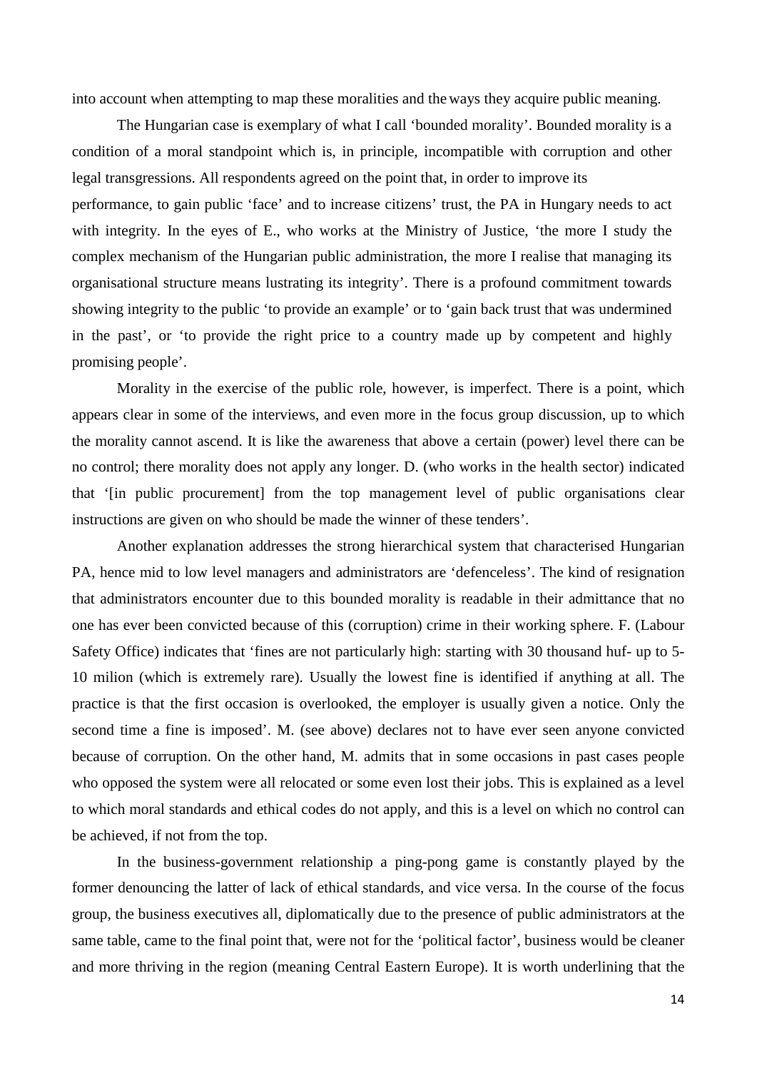into account when attempting to map these moralities and the ways they acquire public meaning.

The Hungarian case is exemplary of what I call 'bounded morality'. Bounded morality is a condition of a moral standpoint which is, in principle, incompatible with corruption and other legal transgressions. All respondents agreed on the point that, in order to improve its performance, to gain public 'face' and to increase citizens' trust, the PA in Hungary needs to act with integrity. In the eyes of E., who works at the Ministry of Justice, 'the more I study the complex mechanism of the Hungarian public administration, the more I realise that managing its organisational structure means lustrating its integrity'. There is a profound commitment towards showing integrity to the public 'to provide an example' or to 'gain back trust that was undermined in the past', or 'to provide the right price to a country made up by competent and highly promising people'.

Morality in the exercise of the public role, however, is imperfect. There is a point, which appears clear in some of the interviews, and even more in the focus group discussion, up to which the morality cannot ascend. It is like the awareness that above a certain (power) level there can be no control; there morality does not apply any longer. D. (who works in the health sector) indicated that '[in public procurement] from the top management level of public organisations clear instructions are given on who should be made the winner of these tenders'.

Another explanation addresses the strong hierarchical system that characterised Hungarian PA, hence mid to low level managers and administrators are 'defenceless'. The kind of resignation that administrators encounter due to this bounded morality is readable in their admittance that no one has ever been convicted because of this (corruption) crime in their working sphere. F. (Labour Safety Office) indicates that 'fines are not particularly high: starting with 30 thousand huf- up to 5-10 milion (which is extremely rare). Usually the lowest fine is identified if anything at all. The practice is that the first occasion is overlooked, the employer is usually given a notice. Only the second time a fine is imposed'. M. (see above) declares not to have ever seen anyone convicted because of corruption. On the other hand, M. admits that in some occasions in past cases people who opposed the system were all relocated or some even lost their jobs. This is explained as a level to which moral standards and ethical codes do not apply, and this is a level on which no control can be achieved, if not from the top.

In the business-government relationship a ping-pong game is constantly played by the former denouncing the latter of lack of ethical standards, and vice versa. In the course of the focus group, the business executives all, diplomatically due to the presence of public administrators at the same table, came to the final point that, were not for the 'political factor', business would be cleaner and more thriving in the region (meaning Central Eastern Europe). It is worth underlining that the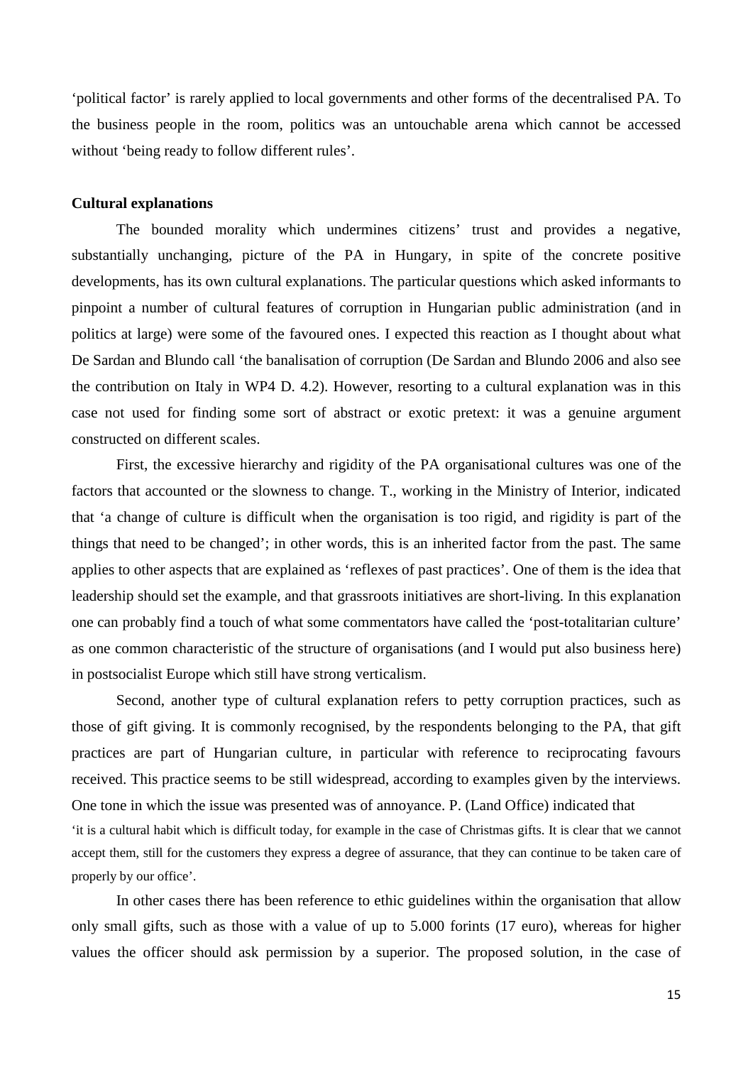'political factor' is rarely applied to local governments and other forms of the decentralised PA. To the business people in the room, politics was an untouchable arena which cannot be accessed without 'being ready to follow different rules'.

**Cultural explanations**

The bounded morality which undermines citizens' trust and provides a negative, substantially unchanging, picture of the PA in Hungary, in spite of the concrete positive developments, has its own cultural explanations. The particular questions which asked informants to pinpoint a number of cultural features of corruption in Hungarian public administration (and in politics at large) were some of the favoured ones. I expected this reaction as I thought about what De Sardan and Blundo call 'the banalisation of corruption (De Sardan and Blundo 2006 and also see the contribution on Italy in WP4 D. 4.2). However, resorting to a cultural explanation was in this case not used for finding some sort of abstract or exotic pretext: it was a genuine argument constructed on different scales.

First, the excessive hierarchy and rigidity of the PA organisational cultures was one of the factors that accounted or the slowness to change. T., working in the Ministry of Interior, indicated that 'a change of culture is difficult when the organisation is too rigid, and rigidity is part of the things that need to be changed'; in other words, this is an inherited factor from the past. The same applies to other aspects that are explained as 'reflexes of past practices'. One of them is the idea that leadership should set the example, and that grassroots initiatives are short-living. In this explanation one can probably find a touch of what some commentators have called the 'post-totalitarian culture' as one common characteristic of the structure of organisations (and I would put also business here) in postsocialist Europe which still have strong verticalism.

Second, another type of cultural explanation refers to petty corruption practices, such as those of gift giving. It is commonly recognised, by the respondents belonging to the PA, that gift practices are part of Hungarian culture, in particular with reference to reciprocating favours received. This practice seems to be still widespread, according to examples given by the interviews. One tone in which the issue was presented was of annoyance. P. (Land Office) indicated that

> 'it is a cultural habit which is difficult today, for example in the case of Christmas gifts. It is clear that we cannot accept them, still for the customers they express a degree of assurance, that they can continue to be taken care of properly by our office'.

In other cases there has been reference to ethic guidelines within the organisation that allow only small gifts, such as those with a value of up to 5.000 forints (17 euro), whereas for higher values the officer should ask permission by a superior. The proposed solution, in the case of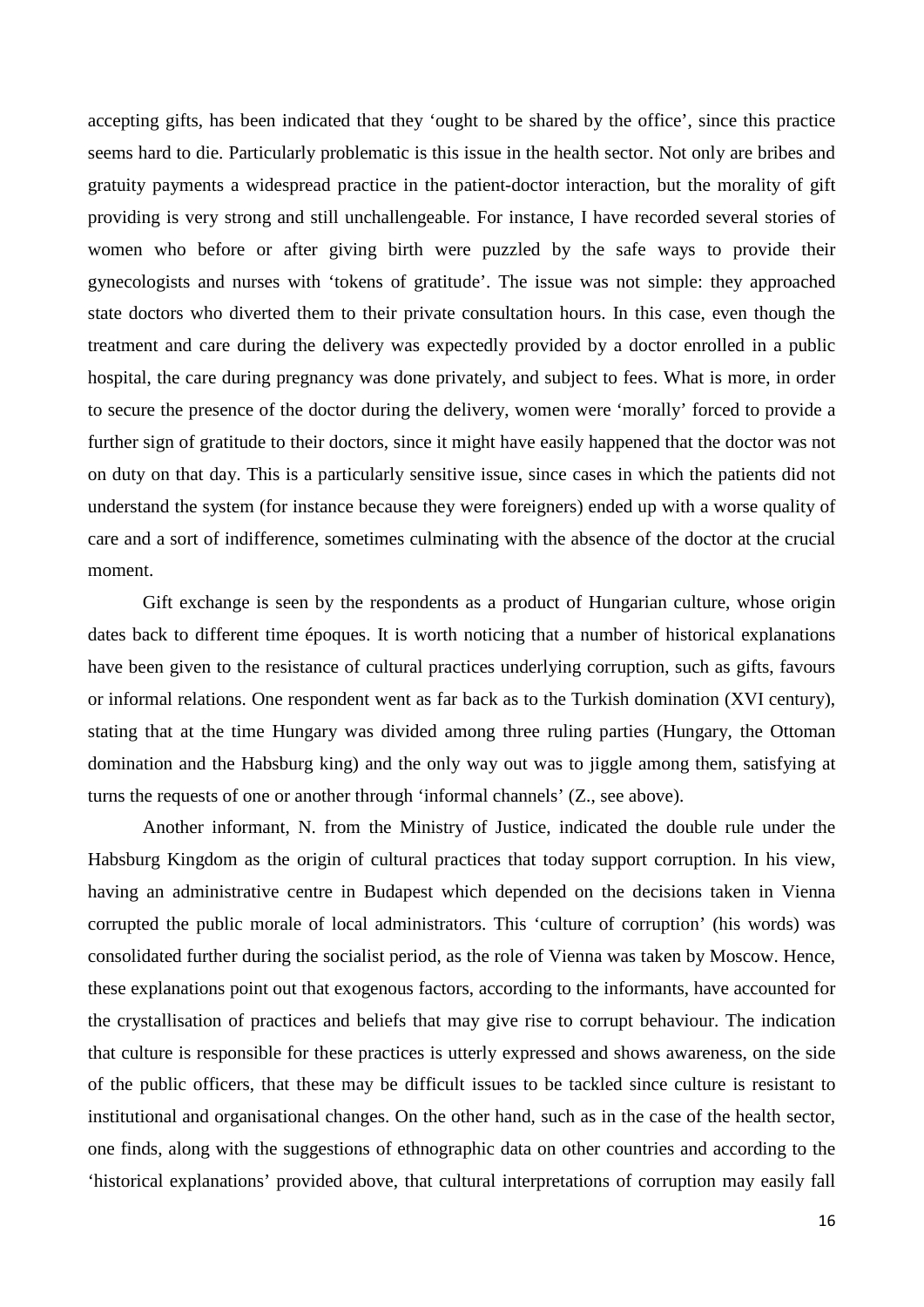accepting gifts, has been indicated that they 'ought to be shared by the office', since this practice seems hard to die. Particularly problematic is this issue in the health sector. Not only are bribes and gratuity payments a widespread practice in the patient-doctor interaction, but the morality of gift providing is very strong and still unchallengeable. For instance, I have recorded several stories of women who before or after giving birth were puzzled by the safe ways to provide their gynecologists and nurses with 'tokens of gratitude'. The issue was not simple: they approached state doctors who diverted them to their private consultation hours. In this case, even though the treatment and care during the delivery was expectedly provided by a doctor enrolled in a public hospital, the care during pregnancy was done privately, and subject to fees. What is more, in order to secure the presence of the doctor during the delivery, women were 'morally' forced to provide a further sign of gratitude to their doctors, since it might have easily happened that the doctor was not on duty on that day. This is a particularly sensitive issue, since cases in which the patients did not understand the system (for instance because they were foreigners) ended up with a worse quality of care and a sort of indifference, sometimes culminating with the absence of the doctor at the crucial moment.

Gift exchange is seen by the respondents as a product of Hungarian culture, whose origin dates back to different time époques. It is worth noticing that a number of historical explanations have been given to the resistance of cultural practices underlying corruption, such as gifts, favours or informal relations. One respondent went as far back as to the Turkish domination (XVI century), stating that at the time Hungary was divided among three ruling parties (Hungary, the Ottoman domination and the Habsburg king) and the only way out was to jiggle among them, satisfying at turns the requests of one or another through 'informal channels' (Z., see above).

Another informant, N. from the Ministry of Justice, indicated the double rule under the Habsburg Kingdom as the origin of cultural practices that today support corruption. In his view, having an administrative centre in Budapest which depended on the decisions taken in Vienna corrupted the public morale of local administrators. This 'culture of corruption' (his words) was consolidated further during the socialist period, as the role of Vienna was taken by Moscow. Hence, these explanations point out that exogenous factors, according to the informants, have accounted for the crystallisation of practices and beliefs that may give rise to corrupt behaviour. The indication that culture is responsible for these practices is utterly expressed and shows awareness, on the side of the public officers, that these may be difficult issues to be tackled since culture is resistant to institutional and organisational changes. On the other hand, such as in the case of the health sector, one finds, along with the suggestions of ethnographic data on other countries and according to the 'historical explanations' provided above, that cultural interpretations of corruption may easily fall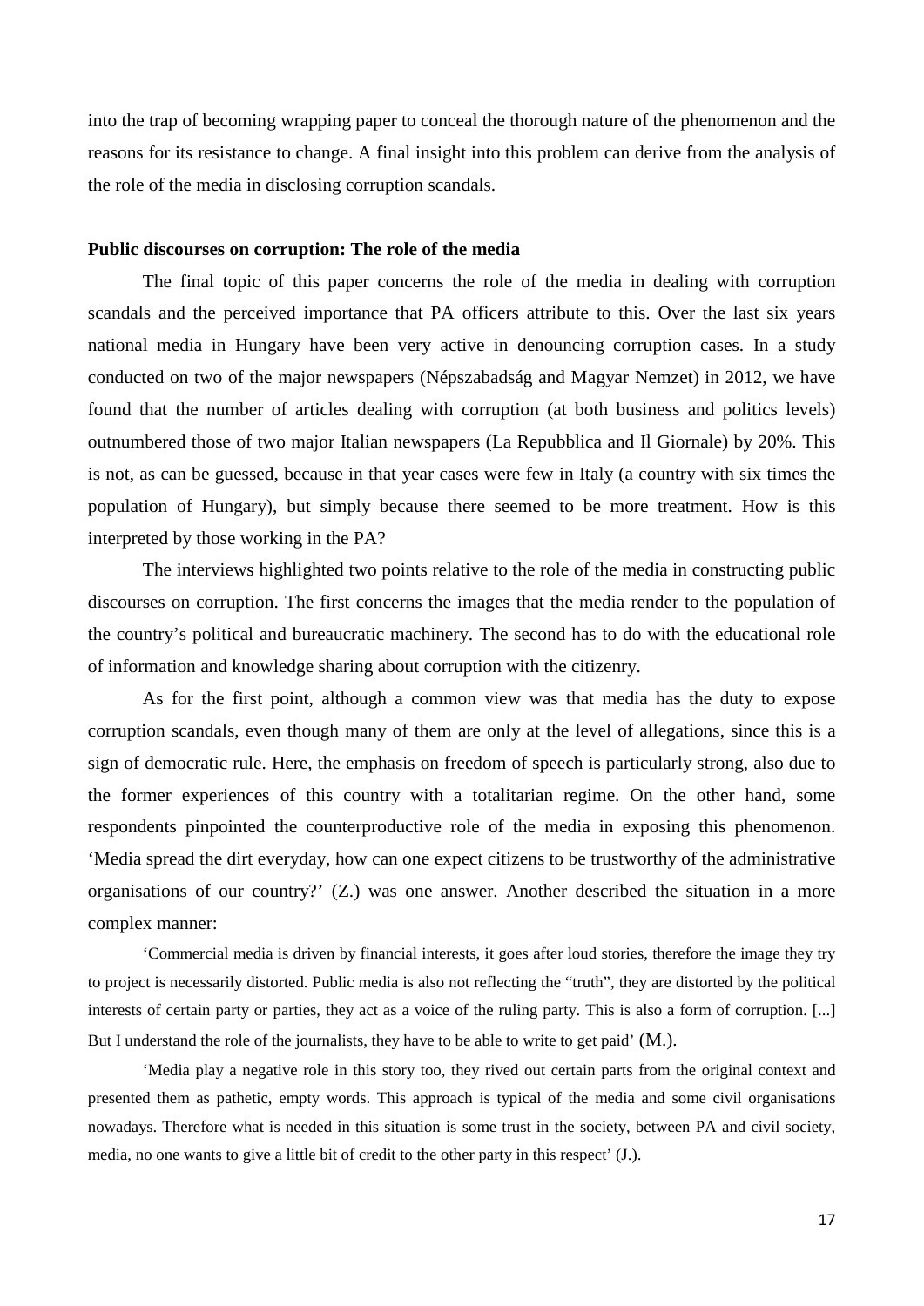into the trap of becoming wrapping paper to conceal the thorough nature of the phenomenon and the reasons for its resistance to change. A final insight into this problem can derive from the analysis of the role of the media in disclosing corruption scandals.

## Public discourses on corruption: The role of the media

The final topic of this paper concerns the role of the media in dealing with corruption scandals and the perceived importance that PA officers attribute to this. Over the last six years national media in Hungary have been very active in denouncing corruption cases. In a study conducted on two of the major newspapers (Népszabadság and Magyar Nemzet) in 2012, we have found that the number of articles dealing with corruption (at both business and politics levels) outnumbered those of two major Italian newspapers (La Repubblica and Il Giornale) by 20%. This is not, as can be guessed, because in that year cases were few in Italy (a country with six times the population of Hungary), but simply because there seemed to be more treatment. How is this interpreted by those working in the PA?

The interviews highlighted two points relative to the role of the media in constructing public discourses on corruption. The first concerns the images that the media render to the population of the country's political and bureaucratic machinery. The second has to do with the educational role of information and knowledge sharing about corruption with the citizenry.

As for the first point, although a common view was that media has the duty to expose corruption scandals, even though many of them are only at the level of allegations, since this is a sign of democratic rule. Here, the emphasis on freedom of speech is particularly strong, also due to the former experiences of this country with a totalitarian regime. On the other hand, some respondents pinpointed the counterproductive role of the media in exposing this phenomenon. 'Media spread the dirt everyday, how can one expect citizens to be trustworthy of the administrative organisations of our country?' (Z.) was one answer. Another described the situation in a more complex manner:

> 'Commercial media is driven by financial interests, it goes after loud stories, therefore the image they try to project is necessarily distorted. Public media is also not reflecting the "truth", they are distorted by the political interests of certain party or parties, they act as a voice of the ruling party. This is also a form of corruption. [...] But I understand the role of the journalists, they have to be able to write to get paid' (M.).

> 'Media play a negative role in this story too, they rived out certain parts from the original context and presented them as pathetic, empty words. This approach is typical of the media and some civil organisations nowadays. Therefore what is needed in this situation is some trust in the society, between PA and civil society, media, no one wants to give a little bit of credit to the other party in this respect' (J.).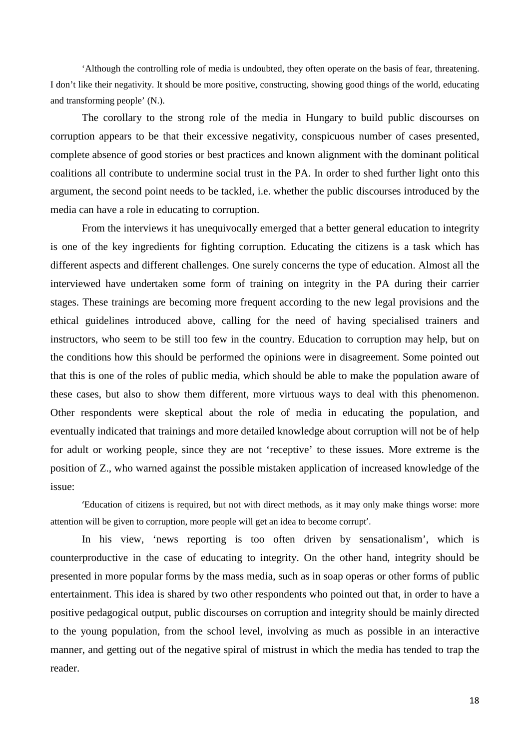> 'Although the controlling role of media is undoubted, they often operate on the basis of fear, threatening. I don't like their negativity. It should be more positive, constructing, showing good things of the world, educating and transforming people' (N.).

The corollary to the strong role of the media in Hungary to build public discourses on corruption appears to be that their excessive negativity, conspicuous number of cases presented, complete absence of good stories or best practices and known alignment with the dominant political coalitions all contribute to undermine social trust in the PA. In order to shed further light onto this argument, the second point needs to be tackled, i.e. whether the public discourses introduced by the media can have a role in educating to corruption.

From the interviews it has unequivocally emerged that a better general education to integrity is one of the key ingredients for fighting corruption. Educating the citizens is a task which has different aspects and different challenges. One surely concerns the type of education. Almost all the interviewed have undertaken some form of training on integrity in the PA during their carrier stages. These trainings are becoming more frequent according to the new legal provisions and the ethical guidelines introduced above, calling for the need of having specialised trainers and instructors, who seem to be still too few in the country. Education to corruption may help, but on the conditions how this should be performed the opinions were in disagreement. Some pointed out that this is one of the roles of public media, which should be able to make the population aware of these cases, but also to show them different, more virtuous ways to deal with this phenomenon. Other respondents were skeptical about the role of media in educating the population, and eventually indicated that trainings and more detailed knowledge about corruption will not be of help for adult or working people, since they are not 'receptive' to these issues. More extreme is the position of Z., who warned against the possible mistaken application of increased knowledge of the issue:

> 'Education of citizens is required, but not with direct methods, as it may only make things worse: more attention will be given to corruption, more people will get an idea to become corrupt'.

In his view, 'news reporting is too often driven by sensationalism', which is counterproductive in the case of educating to integrity. On the other hand, integrity should be presented in more popular forms by the mass media, such as in soap operas or other forms of public entertainment. This idea is shared by two other respondents who pointed out that, in order to have a positive pedagogical output, public discourses on corruption and integrity should be mainly directed to the young population, from the school level, involving as much as possible in an interactive manner, and getting out of the negative spiral of mistrust in which the media has tended to trap the reader.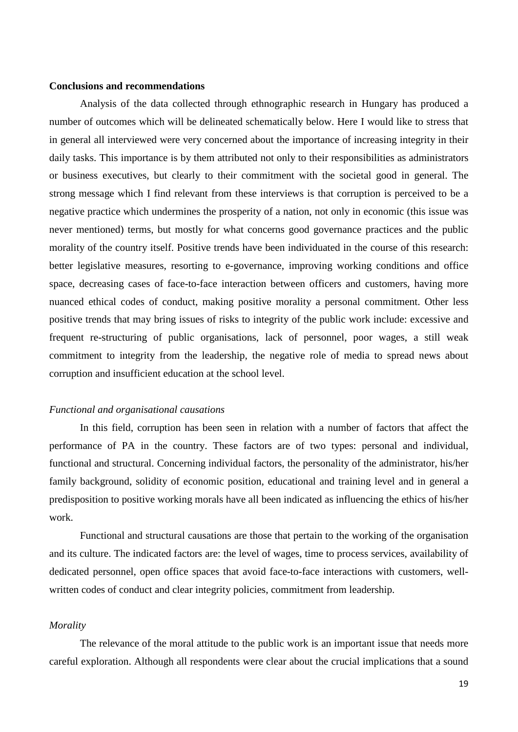## Conclusions and recommendations

Analysis of the data collected through ethnographic research in Hungary has produced a number of outcomes which will be delineated schematically below. Here I would like to stress that in general all interviewed were very concerned about the importance of increasing integrity in their daily tasks. This importance is by them attributed not only to their responsibilities as administrators or business executives, but clearly to their commitment with the societal good in general. The strong message which I find relevant from these interviews is that corruption is perceived to be a negative practice which undermines the prosperity of a nation, not only in economic (this issue was never mentioned) terms, but mostly for what concerns good governance practices and the public morality of the country itself. Positive trends have been individuated in the course of this research: better legislative measures, resorting to e-governance, improving working conditions and office space, decreasing cases of face-to-face interaction between officers and customers, having more nuanced ethical codes of conduct, making positive morality a personal commitment. Other less positive trends that may bring issues of risks to integrity of the public work include: excessive and frequent re-structuring of public organisations, lack of personnel, poor wages, a still weak commitment to integrity from the leadership, the negative role of media to spread news about corruption and insufficient education at the school level.

### *Functional and organisational causations*

In this field, corruption has been seen in relation with a number of factors that affect the performance of PA in the country. These factors are of two types: personal and individual, functional and structural. Concerning individual factors, the personality of the administrator, his/her family background, solidity of economic position, educational and training level and in general a predisposition to positive working morals have all been indicated as influencing the ethics of his/her work.

Functional and structural causations are those that pertain to the working of the organisation and its culture. The indicated factors are: the level of wages, time to process services, availability of dedicated personnel, open office spaces that avoid face-to-face interactions with customers, well-written codes of conduct and clear integrity policies, commitment from leadership.

### *Morality*

The relevance of the moral attitude to the public work is an important issue that needs more careful exploration. Although all respondents were clear about the crucial implications that a sound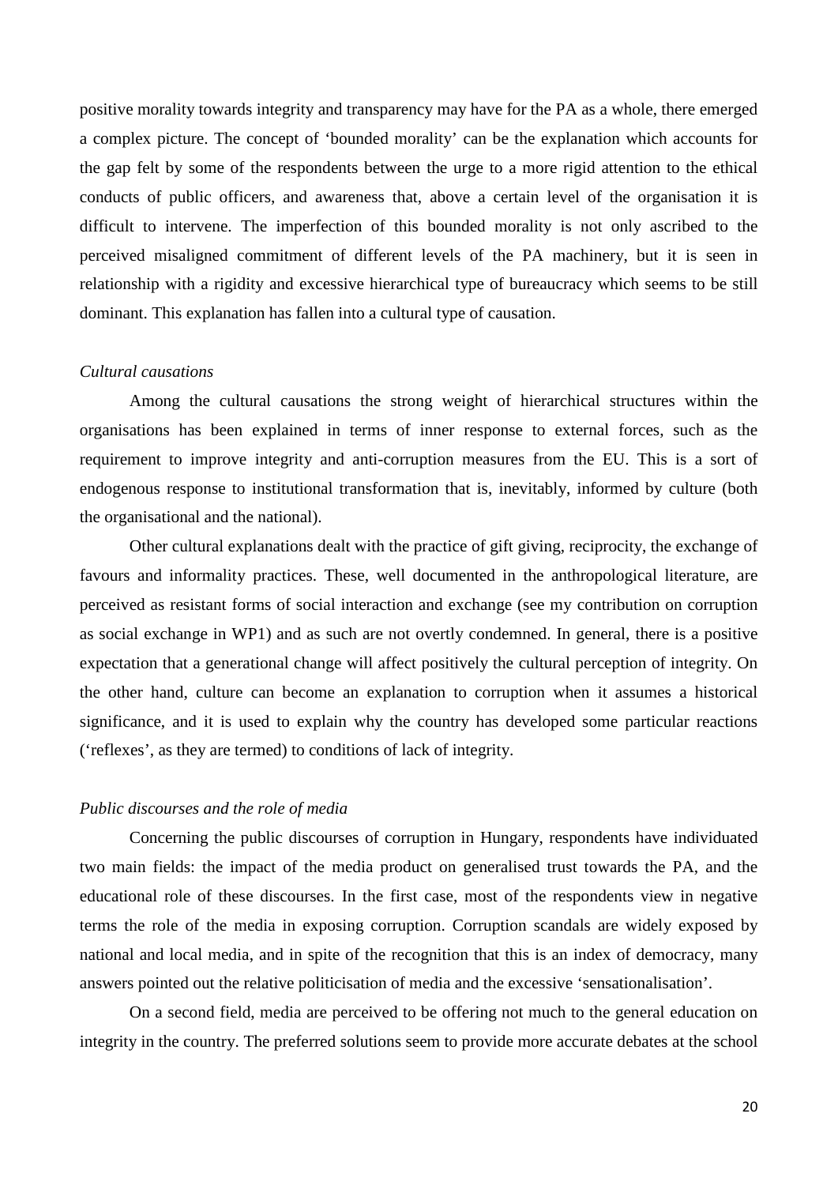positive morality towards integrity and transparency may have for the PA as a whole, there emerged a complex picture. The concept of 'bounded morality' can be the explanation which accounts for the gap felt by some of the respondents between the urge to a more rigid attention to the ethical conducts of public officers, and awareness that, above a certain level of the organisation it is difficult to intervene. The imperfection of this bounded morality is not only ascribed to the perceived misaligned commitment of different levels of the PA machinery, but it is seen in relationship with a rigidity and excessive hierarchical type of bureaucracy which seems to be still dominant. This explanation has fallen into a cultural type of causation.

*Cultural causations*

Among the cultural causations the strong weight of hierarchical structures within the organisations has been explained in terms of inner response to external forces, such as the requirement to improve integrity and anti-corruption measures from the EU. This is a sort of endogenous response to institutional transformation that is, inevitably, informed by culture (both the organisational and the national).

Other cultural explanations dealt with the practice of gift giving, reciprocity, the exchange of favours and informality practices. These, well documented in the anthropological literature, are perceived as resistant forms of social interaction and exchange (see my contribution on corruption as social exchange in WP1) and as such are not overtly condemned. In general, there is a positive expectation that a generational change will affect positively the cultural perception of integrity. On the other hand, culture can become an explanation to corruption when it assumes a historical significance, and it is used to explain why the country has developed some particular reactions ('reflexes', as they are termed) to conditions of lack of integrity.

*Public discourses and the role of media*

Concerning the public discourses of corruption in Hungary, respondents have individuated two main fields: the impact of the media product on generalised trust towards the PA, and the educational role of these discourses. In the first case, most of the respondents view in negative terms the role of the media in exposing corruption. Corruption scandals are widely exposed by national and local media, and in spite of the recognition that this is an index of democracy, many answers pointed out the relative politicisation of media and the excessive 'sensationalisation'.

On a second field, media are perceived to be offering not much to the general education on integrity in the country. The preferred solutions seem to provide more accurate debates at the school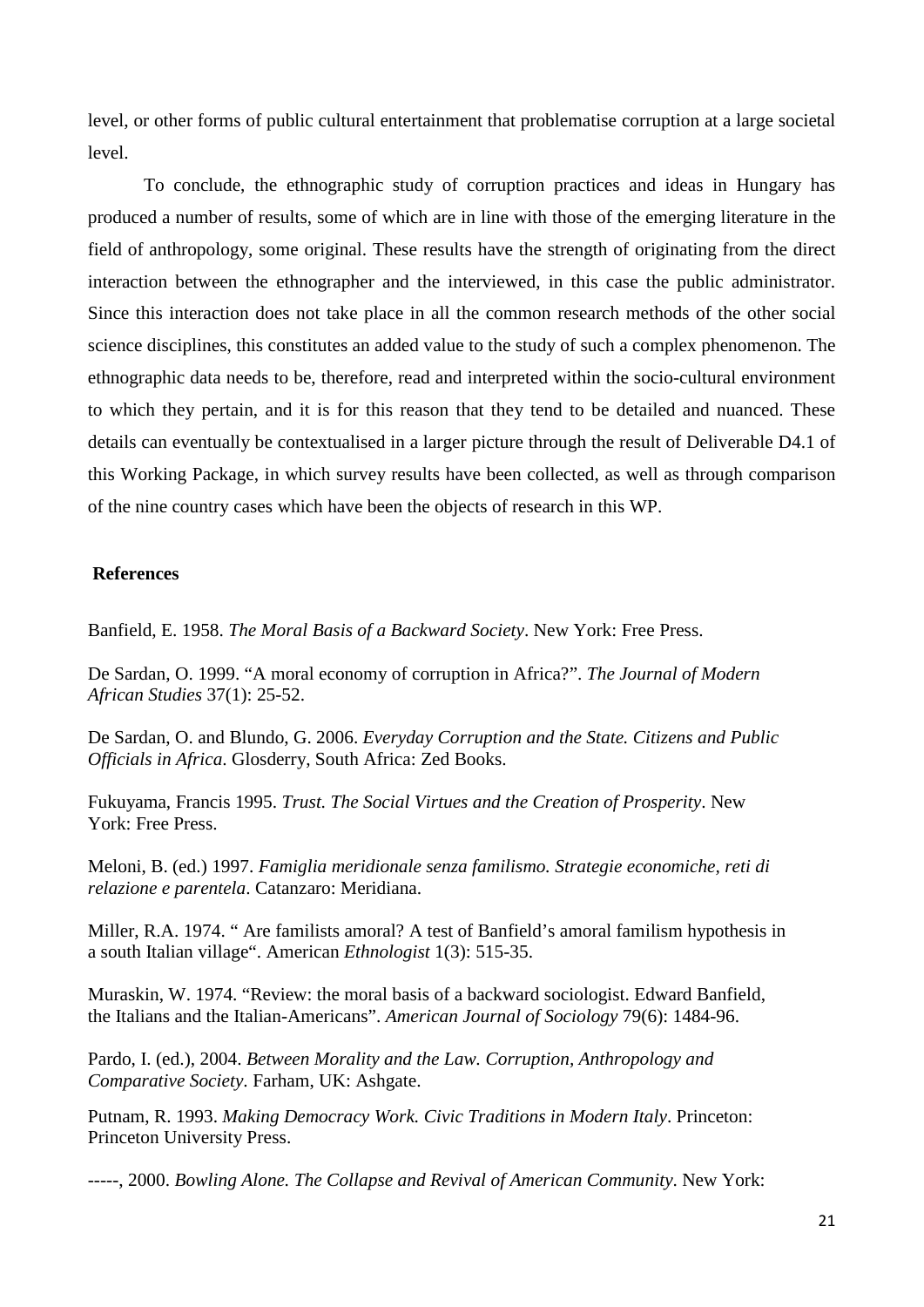level, or other forms of public cultural entertainment that problematise corruption at a large societal level.

To conclude, the ethnographic study of corruption practices and ideas in Hungary has produced a number of results, some of which are in line with those of the emerging literature in the field of anthropology, some original. These results have the strength of originating from the direct interaction between the ethnographer and the interviewed, in this case the public administrator. Since this interaction does not take place in all the common research methods of the other social science disciplines, this constitutes an added value to the study of such a complex phenomenon. The ethnographic data needs to be, therefore, read and interpreted within the socio-cultural environment to which they pertain, and it is for this reason that they tend to be detailed and nuanced. These details can eventually be contextualised in a larger picture through the result of Deliverable D4.1 of this Working Package, in which survey results have been collected, as well as through comparison of the nine country cases which have been the objects of research in this WP.

## References

Banfield, E. 1958. *The Moral Basis of a Backward Society*. New York: Free Press.

De Sardan, O. 1999. "A moral economy of corruption in Africa?". *The Journal of Modern African Studies* 37(1): 25-52.

De Sardan, O. and Blundo, G. 2006. *Everyday Corruption and the State. Citizens and Public Officials in Africa*. Glosderry, South Africa: Zed Books.

Fukuyama, Francis 1995. *Trust. The Social Virtues and the Creation of Prosperity*. New York: Free Press.

Meloni, B. (ed.) 1997. *Famiglia meridionale senza familismo. Strategie economiche, reti di relazione e parentela*. Catanzaro: Meridiana.

Miller, R.A. 1974. " Are familists amoral? A test of Banfield's amoral familism hypothesis in a south Italian village". American *Ethnologist* 1(3): 515-35.

Muraskin, W. 1974. "Review: the moral basis of a backward sociologist. Edward Banfield, the Italians and the Italian-Americans". *American Journal of Sociology* 79(6): 1484-96.

Pardo, I. (ed.), 2004. *Between Morality and the Law. Corruption, Anthropology and Comparative Society*. Farham, UK: Ashgate.

Putnam, R. 1993. *Making Democracy Work. Civic Traditions in Modern Italy*. Princeton: Princeton University Press.

-----, 2000. *Bowling Alone. The Collapse and Revival of American Community*. New York: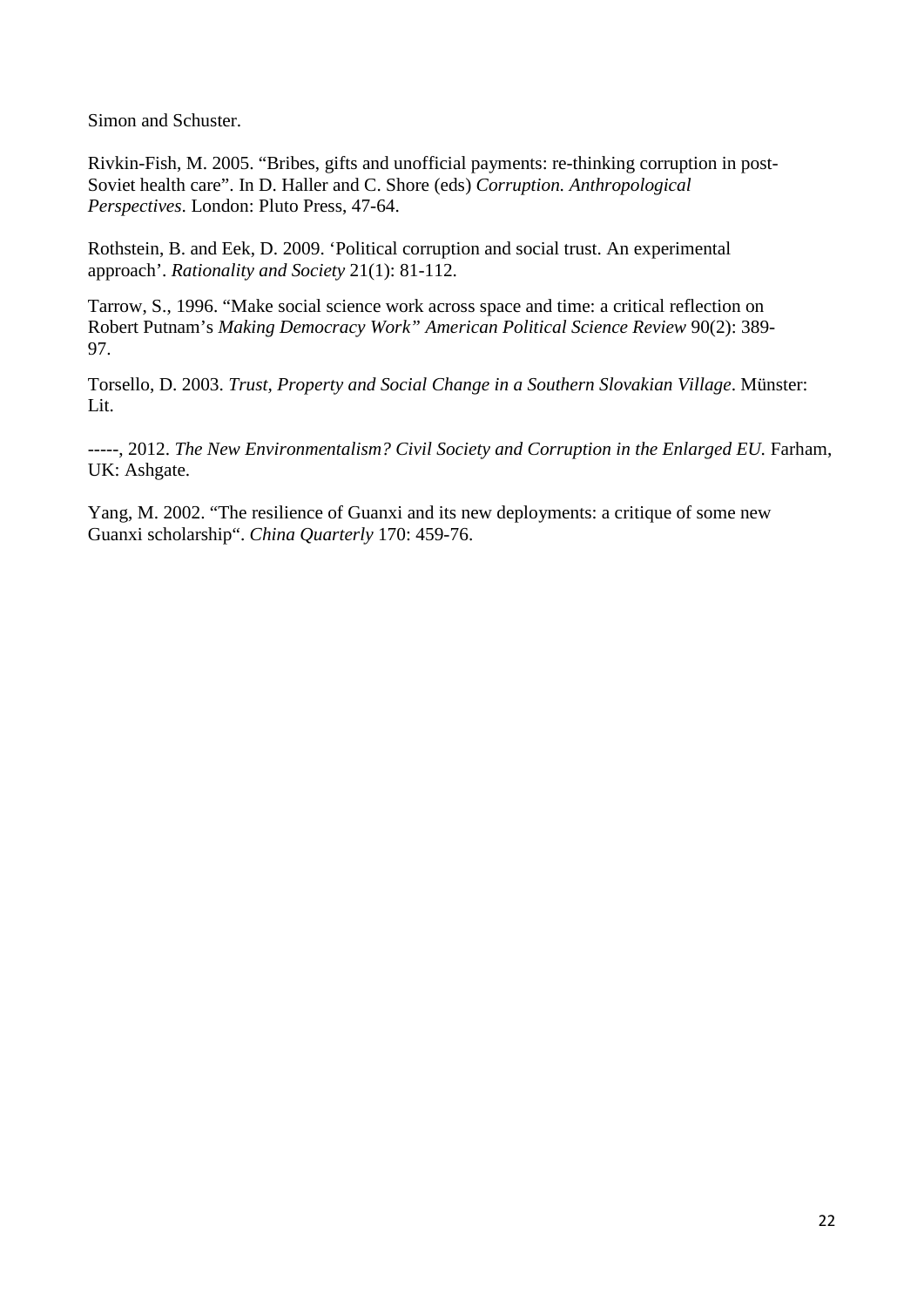Simon and Schuster.

Rivkin-Fish, M. 2005. "Bribes, gifts and unofficial payments: re-thinking corruption in post-Soviet health care". In D. Haller and C. Shore (eds) *Corruption. Anthropological Perspectives*. London: Pluto Press, 47-64.

Rothstein, B. and Eek, D. 2009. 'Political corruption and social trust. An experimental approach'. *Rationality and Society* 21(1): 81-112.

Tarrow, S., 1996. "Make social science work across space and time: a critical reflection on Robert Putnam's *Making Democracy Work" American Political Science Review* 90(2): 389-97.

Torsello, D. 2003. *Trust, Property and Social Change in a Southern Slovakian Village*. Münster: Lit.

-----, 2012. *The New Environmentalism? Civil Society and Corruption in the Enlarged EU.* Farham, UK: Ashgate.

Yang, M. 2002. "The resilience of Guanxi and its new deployments: a critique of some new Guanxi scholarship". *China Quarterly* 170: 459-76.